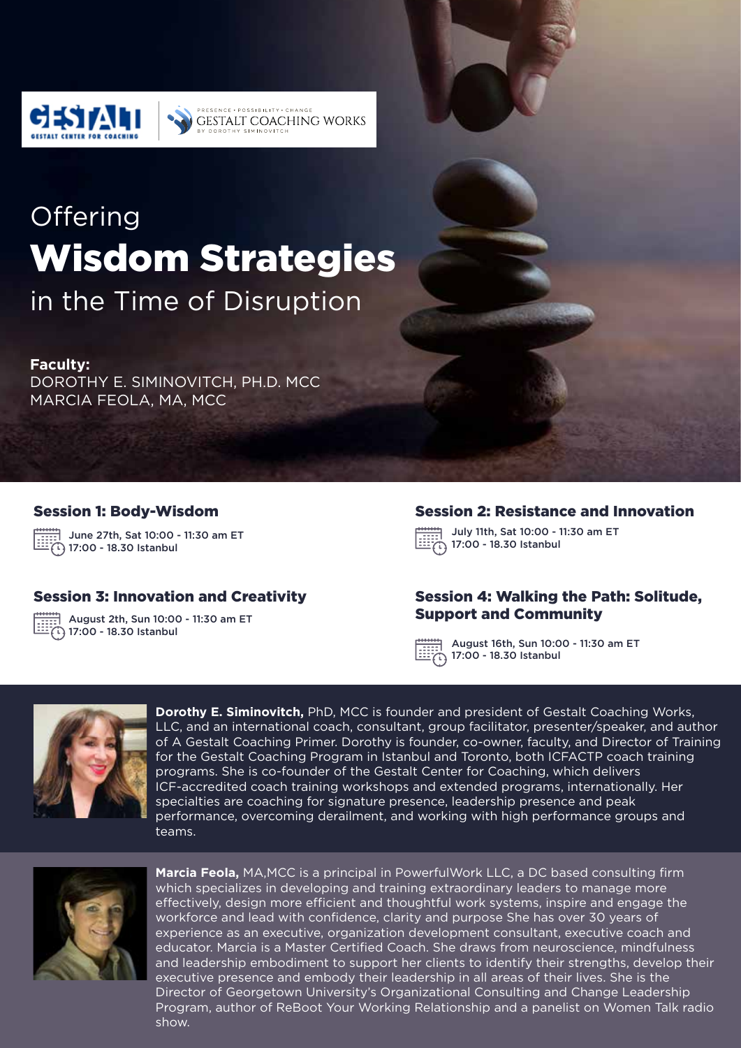GESTALT
GESTALT CENTER FOR COACHING

PRESENCE • POSSIBILITY • CHANGE
GESTALT COACHING WORKS
BY DOROTHY SIMINOVITCH

Offering

# Wisdom Strategies

in the Time of Disruption

**Faculty:**
DOROTHY E. SIMINOVITCH, PH.D. MCC
MARCIA FEOLA, MA, MCC

### Session 1: Body-Wisdom

June 27th, Sat 10:00 - 11:30 am ET
17:00 - 18.30 Istanbul

### Session 2: Resistance and Innovation

July 11th, Sat 10:00 - 11:30 am ET
17:00 - 18.30 Istanbul

### Session 3: Innovation and Creativity

August 2th, Sun 10:00 - 11:30 am ET
17:00 - 18.30 Istanbul

### Session 4: Walking the Path: Solitude, Support and Community

August 16th, Sun 10:00 - 11:30 am ET
17:00 - 18.30 Istanbul

**Dorothy E. Siminovitch,** PhD, MCC is founder and president of Gestalt Coaching Works, LLC, and an international coach, consultant, group facilitator, presenter/speaker, and author of A Gestalt Coaching Primer. Dorothy is founder, co-owner, faculty, and Director of Training for the Gestalt Coaching Program in Istanbul and Toronto, both ICFACTP coach training programs. She is co-founder of the Gestalt Center for Coaching, which delivers ICF-accredited coach training workshops and extended programs, internationally. Her specialties are coaching for signature presence, leadership presence and peak performance, overcoming derailment, and working with high performance groups and teams.

**Marcia Feola,** MA,MCC is a principal in PowerfulWork LLC, a DC based consulting firm which specializes in developing and training extraordinary leaders to manage more effectively, design more efficient and thoughtful work systems, inspire and engage the workforce and lead with confidence, clarity and purpose She has over 30 years of experience as an executive, organization development consultant, executive coach and educator. Marcia is a Master Certified Coach. She draws from neuroscience, mindfulness and leadership embodiment to support her clients to identify their strengths, develop their executive presence and embody their leadership in all areas of their lives. She is the Director of Georgetown University's Organizational Consulting and Change Leadership Program, author of ReBoot Your Working Relationship and a panelist on Women Talk radio show.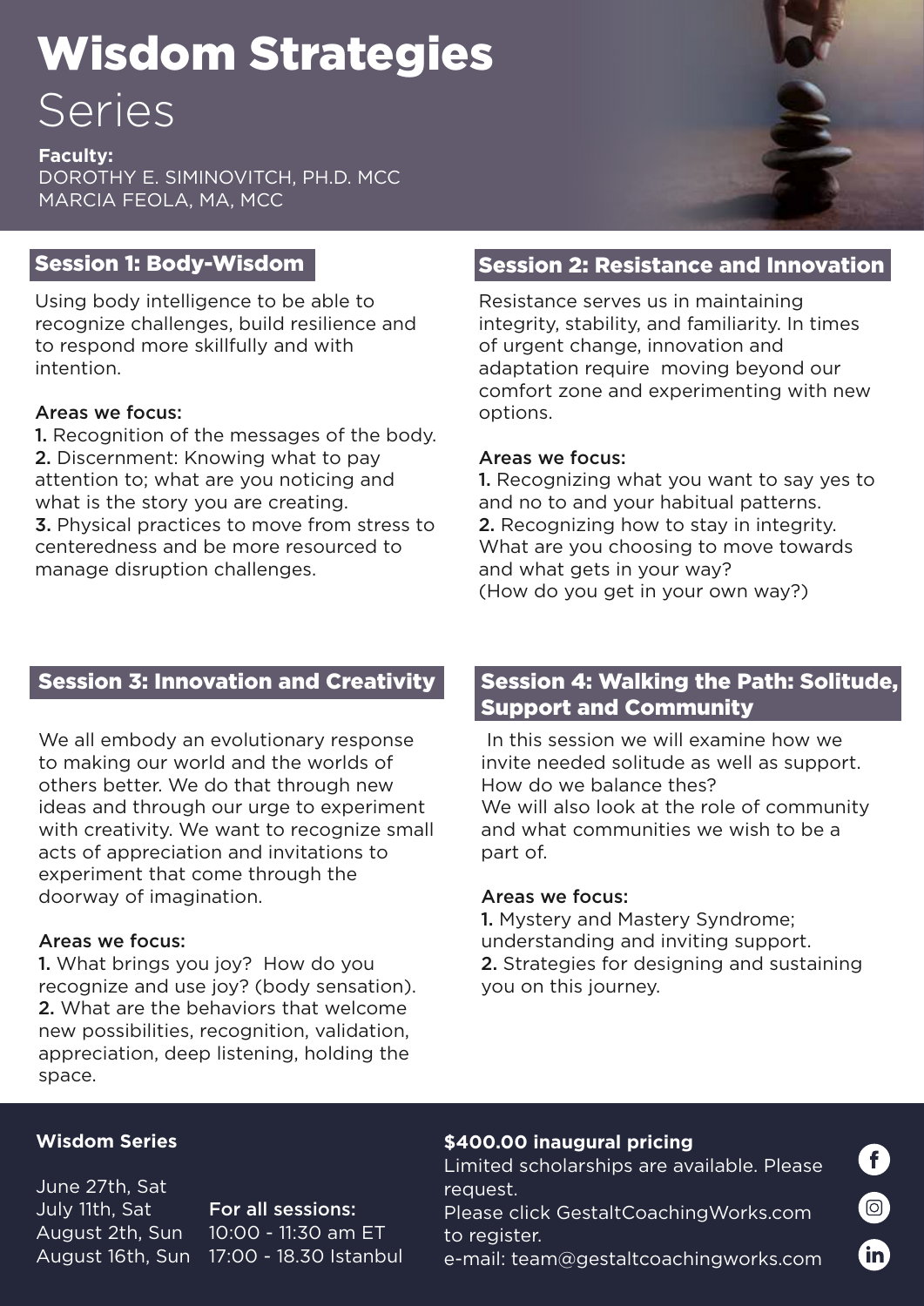# Wisdom Strategies Series

**Faculty:**
DOROTHY E. SIMINOVITCH, PH.D. MCC
MARCIA FEOLA, MA, MCC

## Session 1: Body-Wisdom

Using body intelligence to be able to recognize challenges, build resilience and to respond more skillfully and with intention.

Areas we focus:

1. Recognition of the messages of the body.
2. Discernment: Knowing what to pay attention to; what are you noticing and what is the story you are creating.
3. Physical practices to move from stress to centeredness and be more resourced to manage disruption challenges.

## Session 2: Resistance and Innovation

Resistance serves us in maintaining integrity, stability, and familiarity. In times of urgent change, innovation and adaptation require moving beyond our comfort zone and experimenting with new options.

Areas we focus:

1. Recognizing what you want to say yes to and no to and your habitual patterns.
2. Recognizing how to stay in integrity. What are you choosing to move towards and what gets in your way? (How do you get in your own way?)

## Session 3: Innovation and Creativity

We all embody an evolutionary response to making our world and the worlds of others better. We do that through new ideas and through our urge to experiment with creativity. We want to recognize small acts of appreciation and invitations to experiment that come through the doorway of imagination.

Areas we focus:

1. What brings you joy? How do you recognize and use joy? (body sensation).
2. What are the behaviors that welcome new possibilities, recognition, validation, appreciation, deep listening, holding the space.

## Session 4: Walking the Path: Solitude, Support and Community

In this session we will examine how we invite needed solitude as well as support. How do we balance thes?
We will also look at the role of community and what communities we wish to be a part of.

Areas we focus:

1. Mystery and Mastery Syndrome; understanding and inviting support.
2. Strategies for designing and sustaining you on this journey.

**Wisdom Series**

June 27th, Sat
July 11th, Sat
August 2th, Sun
August 16th, Sun

For all sessions:
10:00 - 11:30 am ET
17:00 - 18.30 Istanbul

**$400.00 inaugural pricing**
Limited scholarships are available. Please request.
Please click GestaltCoachingWorks.com to register.
e-mail: team@gestaltcoachingworks.com